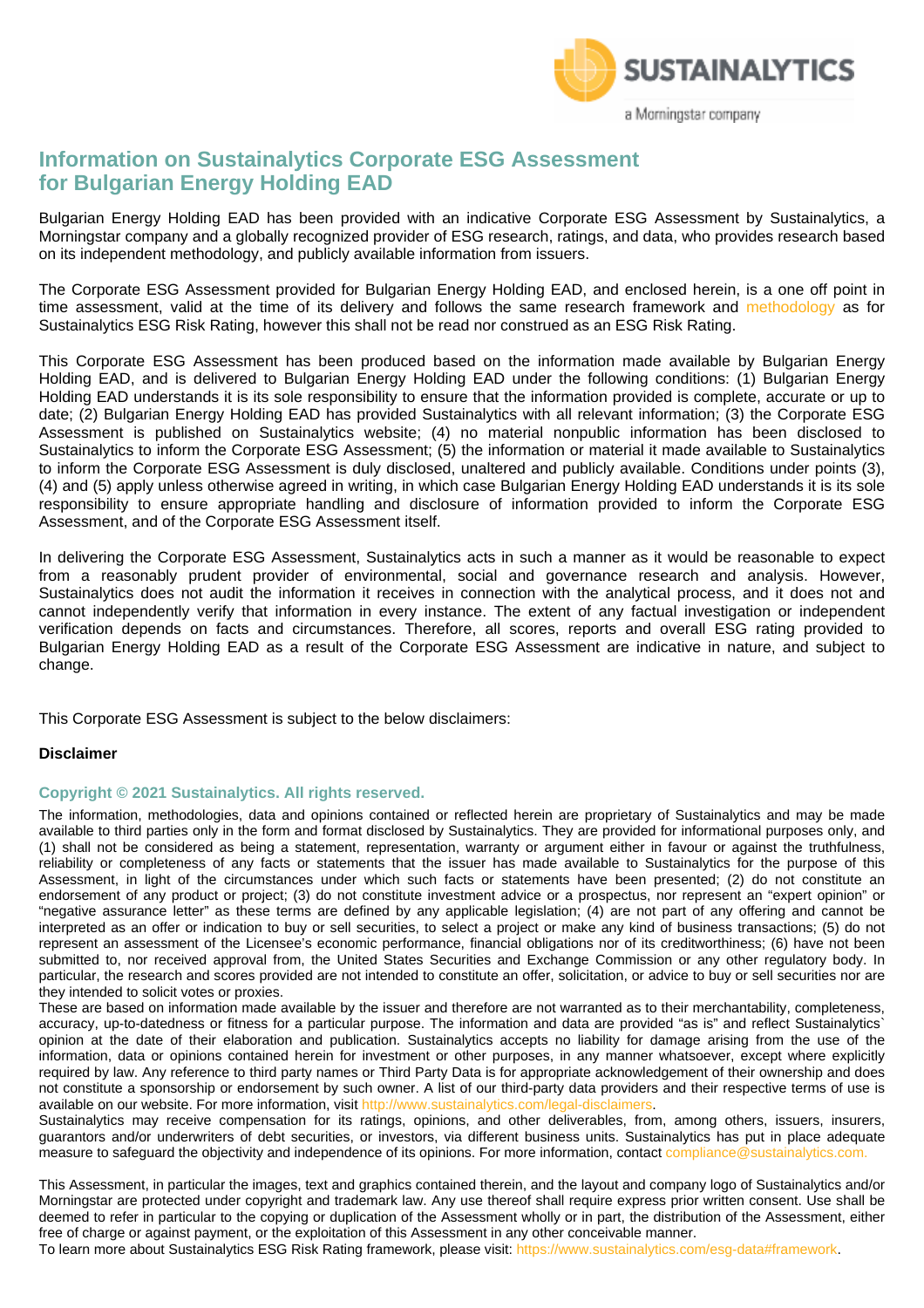# Information on Sustainalytics Corporate ESG Assessment for Bulgarian Energy Holding EAD

Bulgarian Energy Holding EAD has been provided with an indicative Corporate ESG Assessment by Sustainalytics, a Morningstar company and a globally recognized provider of ESG research, ratings, and data, who provides research based on its independent methodology, and publicly available information from issuers.

The Corporate ESG Assessment provided for Bulgarian Energy Holding EAD, and enclosed herein, is a one off point in time assessment, valid at the time of its delivery and follows the same research framework and methodology as for Sustainalytics ESG Risk Rating, however this shall not be read nor construed as an ESG Risk Rating.

This Corporate ESG Assessment has been produced based on the information made available by Bulgarian Energy Holding EAD, and is delivered to Bulgarian Energy Holding EAD under the following conditions: (1) Bulgarian Energy Holding EAD understands it is its sole responsibility to ensure that the information provided is complete, accurate or up to date; (2) Bulgarian Energy Holding EAD has provided Sustainalytics with all relevant information; (3) the Corporate ESG Assessment is published on Sustainalytics website; (4) no material nonpublic information has been disclosed to Sustainalytics to inform the Corporate ESG Assessment; (5) the information or material it made available to Sustainalytics to inform the Corporate ESG Assessment is duly disclosed, unaltered and publicly available. Conditions under points (3), (4) and (5) apply unless otherwise agreed in writing, in which case Bulgarian Energy Holding EAD understands it is its sole responsibility to ensure appropriate handling and disclosure of information provided to inform the Corporate ESG Assessment, and of the Corporate ESG Assessment itself.

In delivering the Corporate ESG Assessment, Sustainalytics acts in such a manner as it would be reasonable to expect from a reasonably prudent provider of environmental, social and governance research and analysis. However, Sustainalytics does not audit the information it receives in connection with the analytical process, and it does not and cannot independently verify that information in every instance. The extent of any factual investigation or independent verification depends on facts and circumstances. Therefore, all scores, reports and overall ESG rating provided to Bulgarian Energy Holding EAD as a result of the Corporate ESG Assessment are indicative in nature, and subject to change.

This Corporate ESG Assessment is subject to the below disclaimers:

**Disclaimer**

**Copyright © 2021 Sustainalytics. All rights reserved.**

The information, methodologies, data and opinions contained or reflected herein are proprietary of Sustainalytics and may be made available to third parties only in the form and format disclosed by Sustainalytics. They are provided for informational purposes only, and (1) shall not be considered as being a statement, representation, warranty or argument either in favour or against the truthfulness, reliability or completeness of any facts or statements that the issuer has made available to Sustainalytics for the purpose of this Assessment, in light of the circumstances under which such facts or statements have been presented; (2) do not constitute an endorsement of any product or project; (3) do not constitute investment advice or a prospectus, nor represent an "expert opinion" or "negative assurance letter" as these terms are defined by any applicable legislation; (4) are not part of any offering and cannot be interpreted as an offer or indication to buy or sell securities, to select a project or make any kind of business transactions; (5) do not represent an assessment of the Licensee's economic performance, financial obligations nor of its creditworthiness; (6) have not been submitted to, nor received approval from, the United States Securities and Exchange Commission or any other regulatory body. In particular, the research and scores provided are not intended to constitute an offer, solicitation, or advice to buy or sell securities nor are they intended to solicit votes or proxies.

These are based on information made available by the issuer and therefore are not warranted as to their merchantability, completeness, accuracy, up-to-datedness or fitness for a particular purpose. The information and data are provided "as is" and reflect Sustainalytics` opinion at the date of their elaboration and publication. Sustainalytics accepts no liability for damage arising from the use of the information, data or opinions contained herein for investment or other purposes, in any manner whatsoever, except where explicitly required by law. Any reference to third party names or Third Party Data is for appropriate acknowledgement of their ownership and does not constitute a sponsorship or endorsement by such owner. A list of our third-party data providers and their respective terms of use is available on our website. For more information, visit http://www.sustainalytics.com/legal-disclaimers.

Sustainalytics may receive compensation for its ratings, opinions, and other deliverables, from, among others, issuers, insurers, guarantors and/or underwriters of debt securities, or investors, via different business units. Sustainalytics has put in place adequate measure to safeguard the objectivity and independence of its opinions. For more information, contact compliance@sustainalytics.com.

This Assessment, in particular the images, text and graphics contained therein, and the layout and company logo of Sustainalytics and/or Morningstar are protected under copyright and trademark law. Any use thereof shall require express prior written consent. Use shall be deemed to refer in particular to the copying or duplication of the Assessment wholly or in part, the distribution of the Assessment, either free of charge or against payment, or the exploitation of this Assessment in any other conceivable manner.

To learn more about Sustainalytics ESG Risk Rating framework, please visit: https://www.sustainalytics.com/esg-data#framework.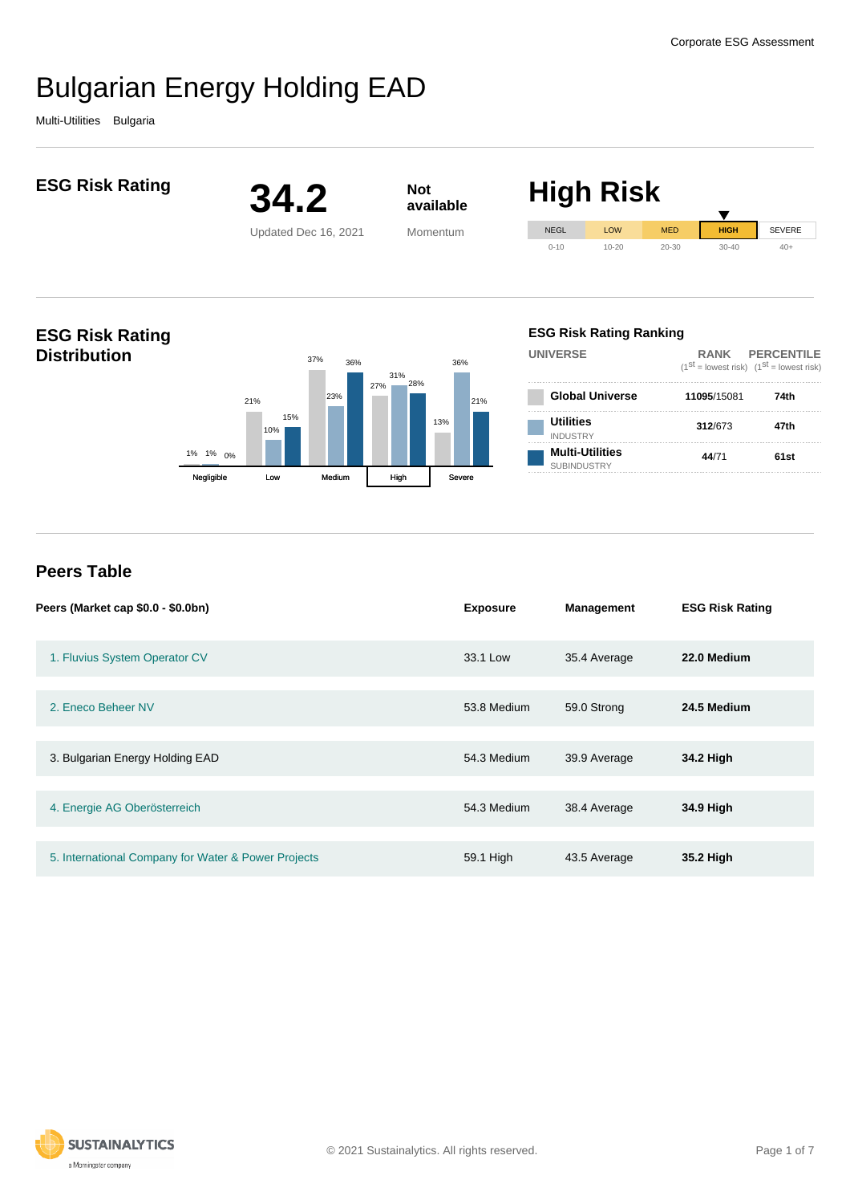Corporate ESG Assessment

# Bulgarian Energy Holding EAD

Multi-Utilities Bulgaria

## ESG Risk Rating

**34.2**

Updated Dec 16, 2021

**Not available**

Momentum

# High Risk

| NEGL | LOW | MED | HIGH | SEVERE |
|---|---|---|---|---|
| 0-10 | 10-20 | 20-30 | 30-40 | 40+ |

## ESG Risk Rating Distribution

| | Negligible | Low | Medium | High | Severe |
|---|---|---|---|---|---|
| Global Universe | 1% | 21% | 37% | 27% | 13% |
| Utilities | 1% | 10% | 23% | 31% | 36% |
| Multi-Utilities | 0% | 15% | 36% | 28% | 21% |

### ESG Risk Rating Ranking

| UNIVERSE | RANK (1st = lowest risk) | PERCENTILE (1st = lowest risk) |
|---|---|---|
| **Global Universe** | **11095**/15081 | **74th** |
| **Utilities** INDUSTRY | **312**/673 | **47th** |
| **Multi-Utilities** SUBINDUSTRY | **44**/71 | **61st** |

## Peers Table

| Peers (Market cap $0.0 - $0.0bn) | Exposure | Management | ESG Risk Rating |
|---|---|---|---|
| 1. Fluvius System Operator CV | 33.1 Low | 35.4 Average | **22.0 Medium** |
| 2. Eneco Beheer NV | 53.8 Medium | 59.0 Strong | **24.5 Medium** |
| 3. Bulgarian Energy Holding EAD | 54.3 Medium | 39.9 Average | **34.2 High** |
| 4. Energie AG Oberösterreich | 54.3 Medium | 38.4 Average | **34.9 High** |
| 5. International Company for Water & Power Projects | 59.1 High | 43.5 Average | **35.2 High** |

© 2021 Sustainalytics. All rights reserved.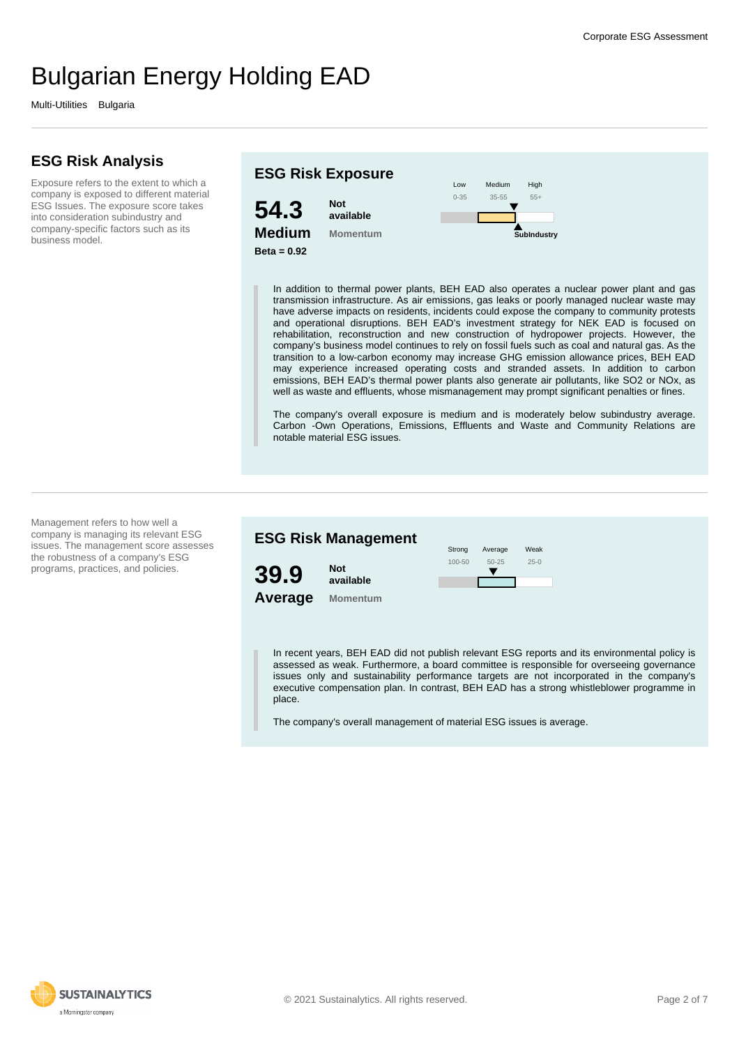# Bulgarian Energy Holding EAD

Multi-Utilities Bulgaria

## ESG Risk Analysis

Exposure refers to the extent to which a company is exposed to different material ESG Issues. The exposure score takes into consideration subindustry and company-specific factors such as its business model.

### ESG Risk Exposure

**54.3**
**Medium**
**Beta = 0.92**

**Not available**
Momentum

| Low | Medium | High |
|---|---|---|
| 0-35 | 35-55 | 55+ |

SubIndustry

In addition to thermal power plants, BEH EAD also operates a nuclear power plant and gas transmission infrastructure. As air emissions, gas leaks or poorly managed nuclear waste may have adverse impacts on residents, incidents could expose the company to community protests and operational disruptions. BEH EAD's investment strategy for NEK EAD is focused on rehabilitation, reconstruction and new construction of hydropower projects. However, the company's business model continues to rely on fossil fuels such as coal and natural gas. As the transition to a low-carbon economy may increase GHG emission allowance prices, BEH EAD may experience increased operating costs and stranded assets. In addition to carbon emissions, BEH EAD's thermal power plants also generate air pollutants, like SO2 or NOx, as well as waste and effluents, whose mismanagement may prompt significant penalties or fines.

The company's overall exposure is medium and is moderately below subindustry average. Carbon -Own Operations, Emissions, Effluents and Waste and Community Relations are notable material ESG issues.

Management refers to how well a company is managing its relevant ESG issues. The management score assesses the robustness of a company's ESG programs, practices, and policies.

### ESG Risk Management

**39.9**
**Average**

**Not available**
Momentum

| Strong | Average | Weak |
|---|---|---|
| 100-50 | 50-25 | 25-0 |

In recent years, BEH EAD did not publish relevant ESG reports and its environmental policy is assessed as weak. Furthermore, a board committee is responsible for overseeing governance issues only and sustainability performance targets are not incorporated in the company's executive compensation plan. In contrast, BEH EAD has a strong whistleblower programme in place.

The company's overall management of material ESG issues is average.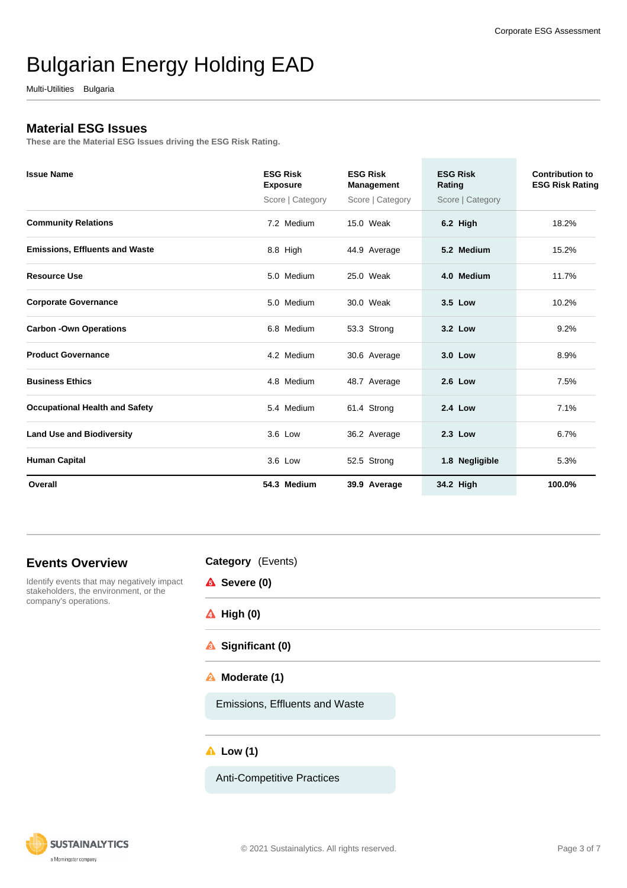# Bulgarian Energy Holding EAD

Multi-Utilities Bulgaria

## Material ESG Issues

These are the Material ESG Issues driving the ESG Risk Rating.

| Issue Name | ESG Risk Exposure<br>Score \| Category | ESG Risk Management<br>Score \| Category | ESG Risk Rating<br>Score \| Category | Contribution to ESG Risk Rating |
|---|---|---|---|---|
| **Community Relations** | 7.2 Medium | 15.0 Weak | **6.2 High** | 18.2% |
| **Emissions, Effluents and Waste** | 8.8 High | 44.9 Average | **5.2 Medium** | 15.2% |
| **Resource Use** | 5.0 Medium | 25.0 Weak | **4.0 Medium** | 11.7% |
| **Corporate Governance** | 5.0 Medium | 30.0 Weak | **3.5 Low** | 10.2% |
| **Carbon -Own Operations** | 6.8 Medium | 53.3 Strong | **3.2 Low** | 9.2% |
| **Product Governance** | 4.2 Medium | 30.6 Average | **3.0 Low** | 8.9% |
| **Business Ethics** | 4.8 Medium | 48.7 Average | **2.6 Low** | 7.5% |
| **Occupational Health and Safety** | 5.4 Medium | 61.4 Strong | **2.4 Low** | 7.1% |
| **Land Use and Biodiversity** | 3.6 Low | 36.2 Average | **2.3 Low** | 6.7% |
| **Human Capital** | 3.6 Low | 52.5 Strong | **1.8 Negligible** | 5.3% |
| **Overall** | **54.3 Medium** | **39.9 Average** | **34.2 High** | **100.0%** |

## Events Overview

Identify events that may negatively impact stakeholders, the environment, or the company's operations.

**Category** (Events)

**Severe (0)**

**High (0)**

**Significant (0)**

**Moderate (1)**

- Emissions, Effluents and Waste

**Low (1)**

- Anti-Competitive Practices

© 2021 Sustainalytics. All rights reserved.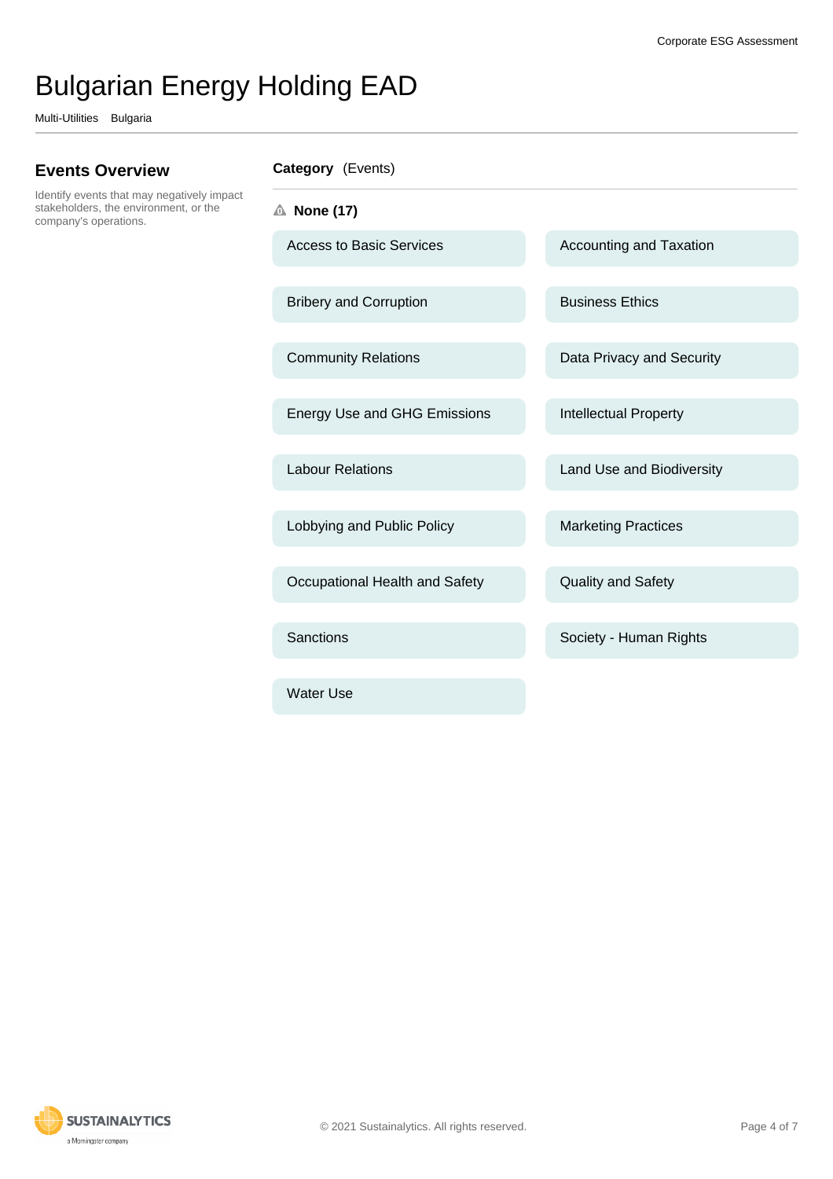# Bulgarian Energy Holding EAD

Multi-Utilities Bulgaria

## Events Overview

Identify events that may negatively impact stakeholders, the environment, or the company's operations.

**Category** (Events)

### None (17)

- Access to Basic Services
- Accounting and Taxation
- Bribery and Corruption
- Business Ethics
- Community Relations
- Data Privacy and Security
- Energy Use and GHG Emissions
- Intellectual Property
- Labour Relations
- Land Use and Biodiversity
- Lobbying and Public Policy
- Marketing Practices
- Occupational Health and Safety
- Quality and Safety
- Sanctions
- Society - Human Rights
- Water Use

© 2021 Sustainalytics. All rights reserved.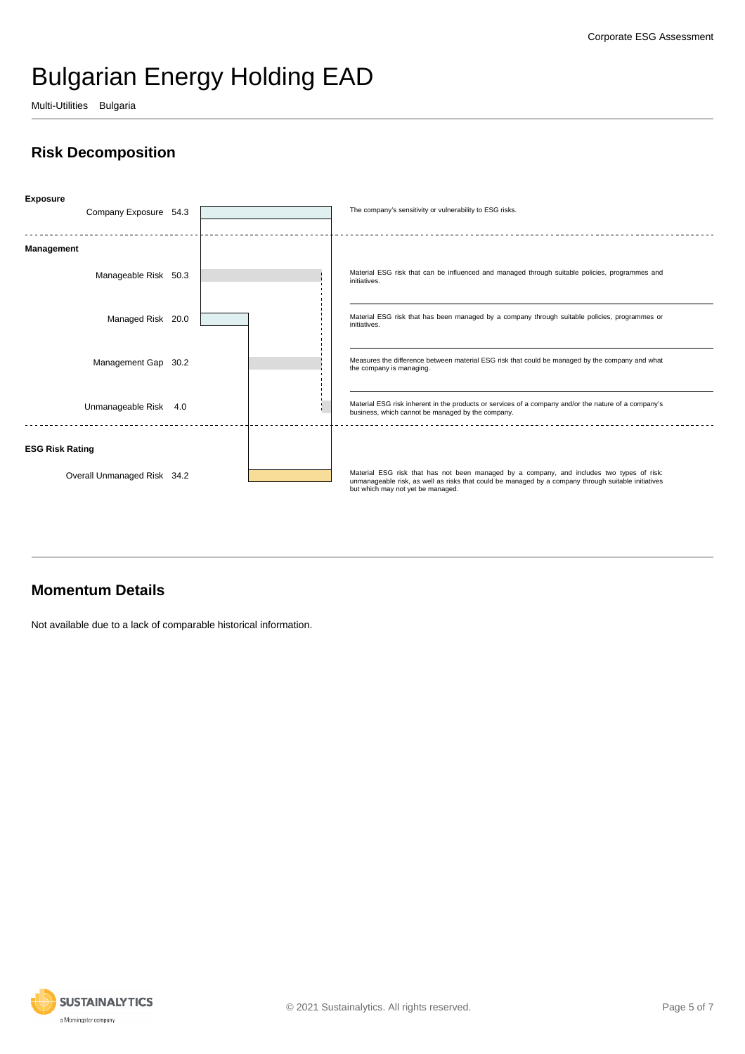# Bulgarian Energy Holding EAD

Multi-Utilities Bulgaria

## Risk Decomposition

**Exposure**

| | Value | Description |
|---|---|---|
| Company Exposure | 54.3 | The company's sensitivity or vulnerability to ESG risks. |

**Management**

| | Value | Description |
|---|---|---|
| Manageable Risk | 50.3 | Material ESG risk that can be influenced and managed through suitable policies, programmes and initiatives. |
| Managed Risk | 20.0 | Material ESG risk that has been managed by a company through suitable policies, programmes or initiatives. |
| Management Gap | 30.2 | Measures the difference between material ESG risk that could be managed by the company and what the company is managing. |
| Unmanageable Risk | 4.0 | Material ESG risk inherent in the products or services of a company and/or the nature of a company's business, which cannot be managed by the company. |

**ESG Risk Rating**

| | Value | Description |
|---|---|---|
| Overall Unmanaged Risk | 34.2 | Material ESG risk that has not been managed by a company, and includes two types of risk: unmanageable risk, as well as risks that could be managed by a company through suitable initiatives but which may not yet be managed. |

## Momentum Details

Not available due to a lack of comparable historical information.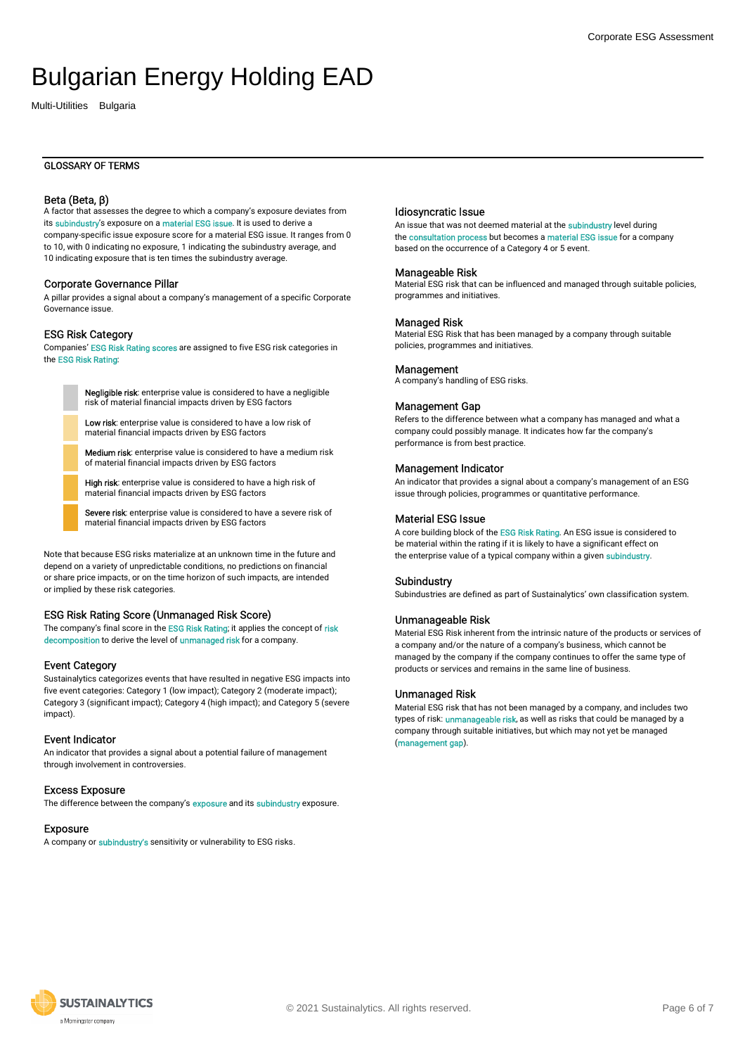# Bulgarian Energy Holding EAD

Multi-Utilities Bulgaria

## GLOSSARY OF TERMS

### Beta (Beta, β)

A factor that assesses the degree to which a company's exposure deviates from its subindustry's exposure on a material ESG issue. It is used to derive a company-specific issue exposure score for a material ESG issue. It ranges from 0 to 10, with 0 indicating no exposure, 1 indicating the subindustry average, and 10 indicating exposure that is ten times the subindustry average.

### Corporate Governance Pillar

A pillar provides a signal about a company's management of a specific Corporate Governance issue.

### ESG Risk Category

Companies' ESG Risk Rating scores are assigned to five ESG risk categories in the ESG Risk Rating:

- Negligible risk: enterprise value is considered to have a negligible risk of material financial impacts driven by ESG factors
- Low risk: enterprise value is considered to have a low risk of material financial impacts driven by ESG factors
- Medium risk: enterprise value is considered to have a medium risk of material financial impacts driven by ESG factors
- High risk: enterprise value is considered to have a high risk of material financial impacts driven by ESG factors
- Severe risk: enterprise value is considered to have a severe risk of material financial impacts driven by ESG factors

Note that because ESG risks materialize at an unknown time in the future and depend on a variety of unpredictable conditions, no predictions on financial or share price impacts, or on the time horizon of such impacts, are intended or implied by these risk categories.

### ESG Risk Rating Score (Unmanaged Risk Score)

The company's final score in the ESG Risk Rating; it applies the concept of risk decomposition to derive the level of unmanaged risk for a company.

### Event Category

Sustainalytics categorizes events that have resulted in negative ESG impacts into five event categories: Category 1 (low impact); Category 2 (moderate impact); Category 3 (significant impact); Category 4 (high impact); and Category 5 (severe impact).

### Event Indicator

An indicator that provides a signal about a potential failure of management through involvement in controversies.

### Excess Exposure

The difference between the company's exposure and its subindustry exposure.

### Exposure

A company or subindustry's sensitivity or vulnerability to ESG risks.

### Idiosyncratic Issue

An issue that was not deemed material at the subindustry level during the consultation process but becomes a material ESG issue for a company based on the occurrence of a Category 4 or 5 event.

### Manageable Risk

Material ESG risk that can be influenced and managed through suitable policies, programmes and initiatives.

### Managed Risk

Material ESG Risk that has been managed by a company through suitable policies, programmes and initiatives.

### Management

A company's handling of ESG risks.

### Management Gap

Refers to the difference between what a company has managed and what a company could possibly manage. It indicates how far the company's performance is from best practice.

### Management Indicator

An indicator that provides a signal about a company's management of an ESG issue through policies, programmes or quantitative performance.

### Material ESG Issue

A core building block of the ESG Risk Rating. An ESG issue is considered to be material within the rating if it is likely to have a significant effect on the enterprise value of a typical company within a given subindustry.

### Subindustry

Subindustries are defined as part of Sustainalytics' own classification system.

### Unmanageable Risk

Material ESG Risk inherent from the intrinsic nature of the products or services of a company and/or the nature of a company's business, which cannot be managed by the company if the company continues to offer the same type of products or services and remains in the same line of business.

### Unmanaged Risk

Material ESG risk that has not been managed by a company, and includes two types of risk: unmanageable risk, as well as risks that could be managed by a company through suitable initiatives, but which may not yet be managed (management gap).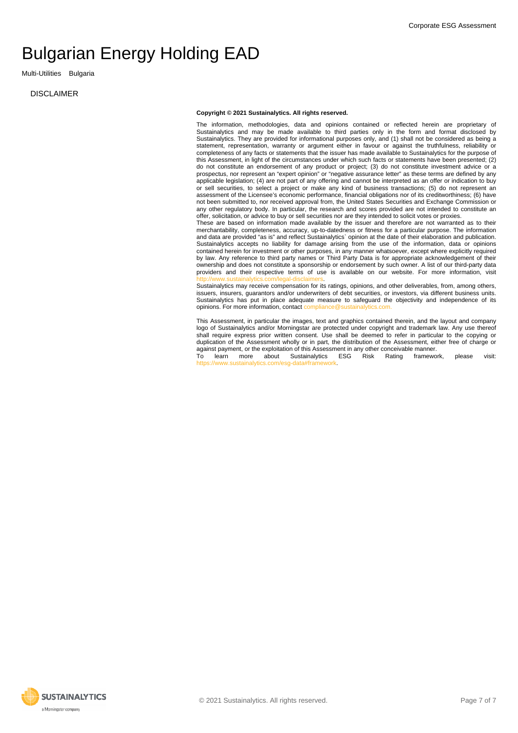# Bulgarian Energy Holding EAD

Multi-Utilities Bulgaria

DISCLAIMER

**Copyright © 2021 Sustainalytics. All rights reserved.**

The information, methodologies, data and opinions contained or reflected herein are proprietary of Sustainalytics and may be made available to third parties only in the form and format disclosed by Sustainalytics. They are provided for informational purposes only, and (1) shall not be considered as being a statement, representation, warranty or argument either in favour or against the truthfulness, reliability or completeness of any facts or statements that the issuer has made available to Sustainalytics for the purpose of this Assessment, in light of the circumstances under which such facts or statements have been presented; (2) do not constitute an endorsement of any product or project; (3) do not constitute investment advice or a prospectus, nor represent an "expert opinion" or "negative assurance letter" as these terms are defined by any applicable legislation; (4) are not part of any offering and cannot be interpreted as an offer or indication to buy or sell securities, to select a project or make any kind of business transactions; (5) do not represent an assessment of the Licensee's economic performance, financial obligations nor of its creditworthiness; (6) have not been submitted to, nor received approval from, the United States Securities and Exchange Commission or any other regulatory body. In particular, the research and scores provided are not intended to constitute an offer, solicitation, or advice to buy or sell securities nor are they intended to solicit votes or proxies.
These are based on information made available by the issuer and therefore are not warranted as to their merchantability, completeness, accuracy, up-to-datedness or fitness for a particular purpose. The information and data are provided "as is" and reflect Sustainalytics` opinion at the date of their elaboration and publication. Sustainalytics accepts no liability for damage arising from the use of the information, data or opinions contained herein for investment or other purposes, in any manner whatsoever, except where explicitly required by law. Any reference to third party names or Third Party Data is for appropriate acknowledgement of their ownership and does not constitute a sponsorship or endorsement by such owner. A list of our third-party data providers and their respective terms of use is available on our website. For more information, visit http://www.sustainalytics.com/legal-disclaimers.
Sustainalytics may receive compensation for its ratings, opinions, and other deliverables, from, among others, issuers, insurers, guarantors and/or underwriters of debt securities, or investors, via different business units. Sustainalytics has put in place adequate measure to safeguard the objectivity and independence of its opinions. For more information, contact compliance@sustainalytics.com.

This Assessment, in particular the images, text and graphics contained therein, and the layout and company logo of Sustainalytics and/or Morningstar are protected under copyright and trademark law. Any use thereof shall require express prior written consent. Use shall be deemed to refer in particular to the copying or duplication of the Assessment wholly or in part, the distribution of the Assessment, either free of charge or against payment, or the exploitation of this Assessment in any other conceivable manner.
To learn more about Sustainalytics ESG Risk Rating framework, please visit: https://www.sustainalytics.com/esg-data#framework.